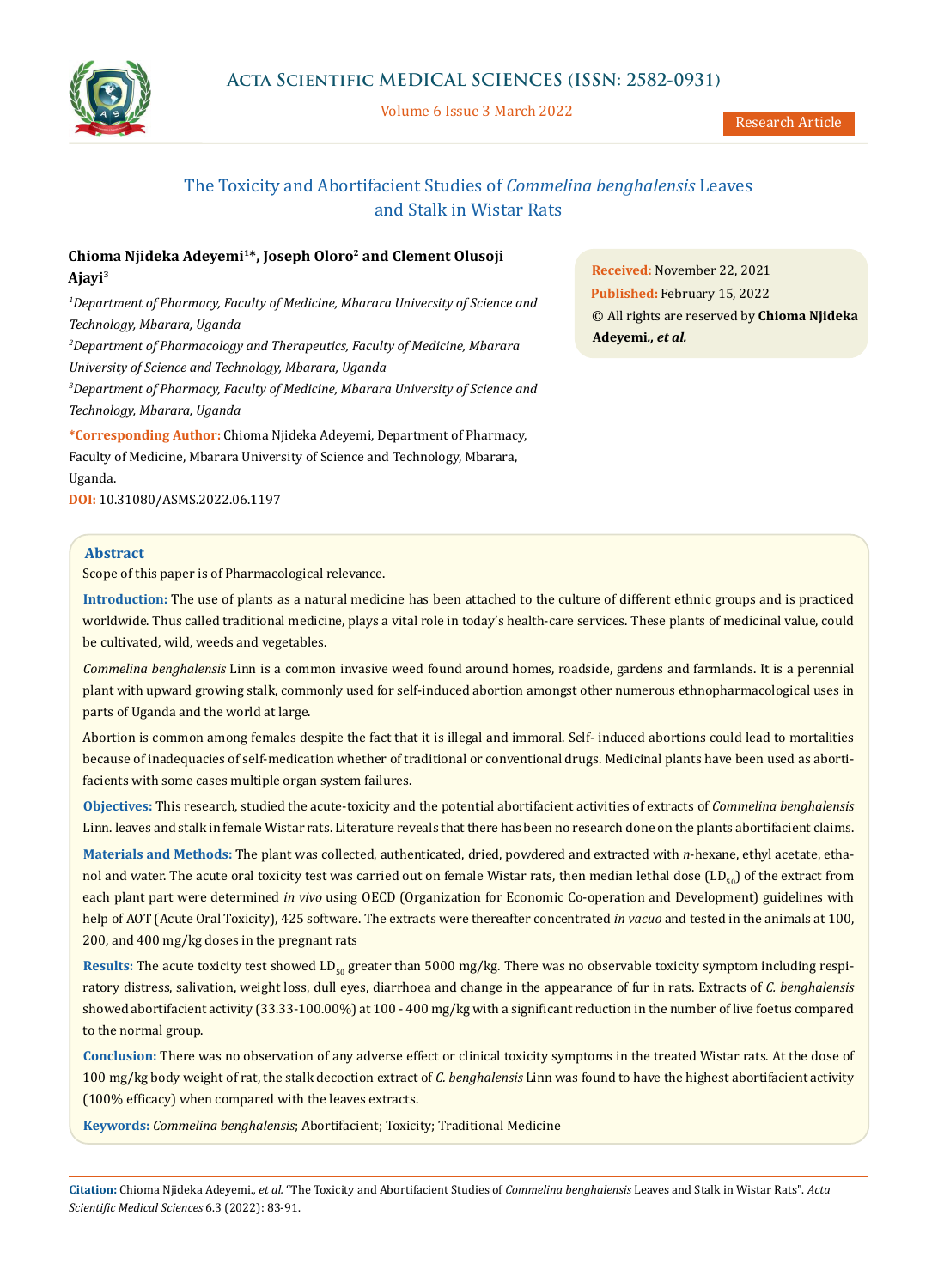# The Toxicity and Abortifacient Studies of *Commelina benghalensis* Leaves and Stalk in Wistar Rats

**Chioma Njideka Adeyemi[1]*, Joseph Oloro[2] and Clement Olusoji Ajayi[3]**

[1]*Department of Pharmacy, Faculty of Medicine, Mbarara University of Science and Technology, Mbarara, Uganda*

[2]*Department of Pharmacology and Therapeutics, Faculty of Medicine, Mbarara University of Science and Technology, Mbarara, Uganda*

[3]*Department of Pharmacy, Faculty of Medicine, Mbarara University of Science and Technology, Mbarara, Uganda*

**\*Corresponding Author:** Chioma Njideka Adeyemi, Department of Pharmacy, Faculty of Medicine, Mbarara University of Science and Technology, Mbarara, Uganda.

**DOI:** 10.31080/ASMS.2022.06.1197

**Received:** November 22, 2021
**Published:** February 15, 2022
© All rights are reserved by **Chioma Njideka Adeyemi., *et al.***

## Abstract

Scope of this paper is of Pharmacological relevance.

**Introduction:** The use of plants as a natural medicine has been attached to the culture of different ethnic groups and is practiced worldwide. Thus called traditional medicine, plays a vital role in today's health-care services. These plants of medicinal value, could be cultivated, wild, weeds and vegetables.

*Commelina benghalensis* Linn is a common invasive weed found around homes, roadside, gardens and farmlands. It is a perennial plant with upward growing stalk, commonly used for self-induced abortion amongst other numerous ethnopharmacological uses in parts of Uganda and the world at large.

Abortion is common among females despite the fact that it is illegal and immoral. Self- induced abortions could lead to mortalities because of inadequacies of self-medication whether of traditional or conventional drugs. Medicinal plants have been used as abortifacients with some cases multiple organ system failures.

**Objectives:** This research, studied the acute-toxicity and the potential abortifacient activities of extracts of *Commelina benghalensis* Linn. leaves and stalk in female Wistar rats. Literature reveals that there has been no research done on the plants abortifacient claims.

**Materials and Methods:** The plant was collected, authenticated, dried, powdered and extracted with *n*-hexane, ethyl acetate, ethanol and water. The acute oral toxicity test was carried out on female Wistar rats, then median lethal dose ($LD_{50}$) of the extract from each plant part were determined *in vivo* using OECD (Organization for Economic Co-operation and Development) guidelines with help of AOT (Acute Oral Toxicity), 425 software. The extracts were thereafter concentrated *in vacuo* and tested in the animals at 100, 200, and 400 mg/kg doses in the pregnant rats

**Results:** The acute toxicity test showed $LD_{50}$ greater than 5000 mg/kg. There was no observable toxicity symptom including respiratory distress, salivation, weight loss, dull eyes, diarrhoea and change in the appearance of fur in rats. Extracts of *C. benghalensis* showed abortifacient activity (33.33-100.00%) at 100 - 400 mg/kg with a significant reduction in the number of live foetus compared to the normal group.

**Conclusion:** There was no observation of any adverse effect or clinical toxicity symptoms in the treated Wistar rats. At the dose of 100 mg/kg body weight of rat, the stalk decoction extract of *C. benghalensis* Linn was found to have the highest abortifacient activity (100% efficacy) when compared with the leaves extracts.

**Keywords:** *Commelina benghalensis*; Abortifacient; Toxicity; Traditional Medicine

**Citation:** Chioma Njideka Adeyemi., *et al.* "The Toxicity and Abortifacient Studies of *Commelina benghalensis* Leaves and Stalk in Wistar Rats". *Acta Scientific Medical Sciences* 6.3 (2022): 83-91.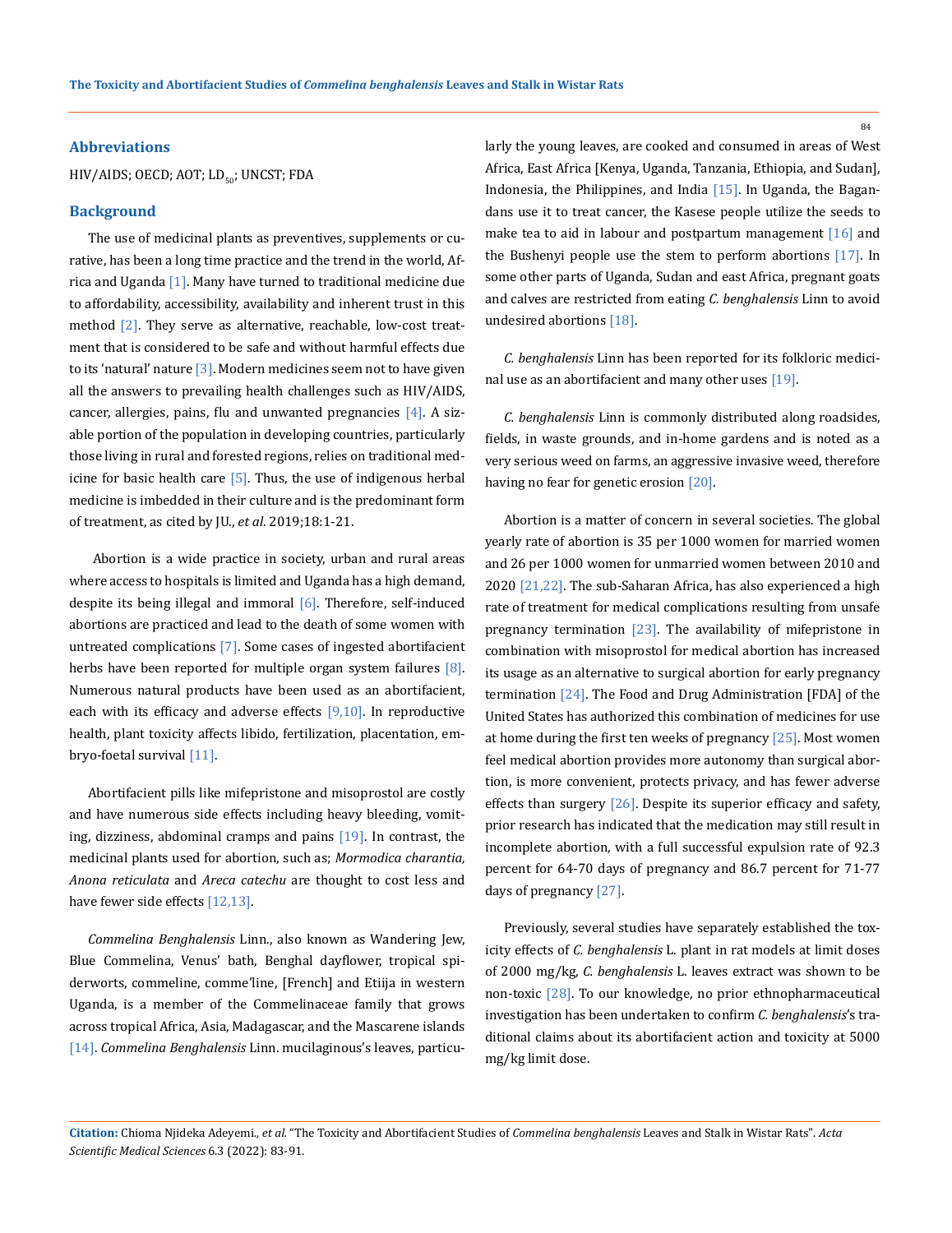## Abbreviations

HIV/AIDS; OECD; AOT; $LD_{50}$; UNCST; FDA

## Background

The use of medicinal plants as preventives, supplements or curative, has been a long time practice and the trend in the world, Africa and Uganda [1]. Many have turned to traditional medicine due to affordability, accessibility, availability and inherent trust in this method [2]. They serve as alternative, reachable, low-cost treatment that is considered to be safe and without harmful effects due to its 'natural' nature [3]. Modern medicines seem not to have given all the answers to prevailing health challenges such as HIV/AIDS, cancer, allergies, pains, flu and unwanted pregnancies [4]. A sizable portion of the population in developing countries, particularly those living in rural and forested regions, relies on traditional medicine for basic health care [5]. Thus, the use of indigenous herbal medicine is imbedded in their culture and is the predominant form of treatment, as cited by JU., *et al*. 2019;18:1-21.

Abortion is a wide practice in society, urban and rural areas where access to hospitals is limited and Uganda has a high demand, despite its being illegal and immoral [6]. Therefore, self-induced abortions are practiced and lead to the death of some women with untreated complications [7]. Some cases of ingested abortifacient herbs have been reported for multiple organ system failures [8]. Numerous natural products have been used as an abortifacient, each with its efficacy and adverse effects [9,10]. In reproductive health, plant toxicity affects libido, fertilization, placentation, embryo-foetal survival [11].

Abortifacient pills like mifepristone and misoprostol are costly and have numerous side effects including heavy bleeding, vomiting, dizziness, abdominal cramps and pains [19]. In contrast, the medicinal plants used for abortion, such as; *Mormodica charantia, Anona reticulata* and *Areca catechu* are thought to cost less and have fewer side effects [12,13].

*Commelina Benghalensis* Linn., also known as Wandering Jew, Blue Commelina, Venus' bath, Benghal dayflower, tropical spiderworts, commeline, comme'line, [French] and Etiija in western Uganda, is a member of the Commelinaceae family that grows across tropical Africa, Asia, Madagascar, and the Mascarene islands [14]. *Commelina Benghalensis* Linn. mucilaginous's leaves, particularly the young leaves, are cooked and consumed in areas of West Africa, East Africa [Kenya, Uganda, Tanzania, Ethiopia, and Sudan], Indonesia, the Philippines, and India [15]. In Uganda, the Bagandans use it to treat cancer, the Kasese people utilize the seeds to make tea to aid in labour and postpartum management [16] and the Bushenyi people use the stem to perform abortions [17]. In some other parts of Uganda, Sudan and east Africa, pregnant goats and calves are restricted from eating *C. benghalensis* Linn to avoid undesired abortions [18].

*C. benghalensis* Linn has been reported for its folkloric medicinal use as an abortifacient and many other uses [19].

*C. benghalensis* Linn is commonly distributed along roadsides, fields, in waste grounds, and in-home gardens and is noted as a very serious weed on farms, an aggressive invasive weed, therefore having no fear for genetic erosion [20].

Abortion is a matter of concern in several societies. The global yearly rate of abortion is 35 per 1000 women for married women and 26 per 1000 women for unmarried women between 2010 and 2020 [21,22]. The sub-Saharan Africa, has also experienced a high rate of treatment for medical complications resulting from unsafe pregnancy termination [23]. The availability of mifepristone in combination with misoprostol for medical abortion has increased its usage as an alternative to surgical abortion for early pregnancy termination [24]. The Food and Drug Administration [FDA] of the United States has authorized this combination of medicines for use at home during the first ten weeks of pregnancy [25]. Most women feel medical abortion provides more autonomy than surgical abortion, is more convenient, protects privacy, and has fewer adverse effects than surgery [26]. Despite its superior efficacy and safety, prior research has indicated that the medication may still result in incomplete abortion, with a full successful expulsion rate of 92.3 percent for 64-70 days of pregnancy and 86.7 percent for 71-77 days of pregnancy [27].

Previously, several studies have separately established the toxicity effects of *C. benghalensis* L. plant in rat models at limit doses of 2000 mg/kg, *C. benghalensis* L. leaves extract was shown to be non-toxic [28]. To our knowledge, no prior ethnopharmaceutical investigation has been undertaken to confirm *C. benghalensis*'s traditional claims about its abortifacient action and toxicity at 5000 mg/kg limit dose.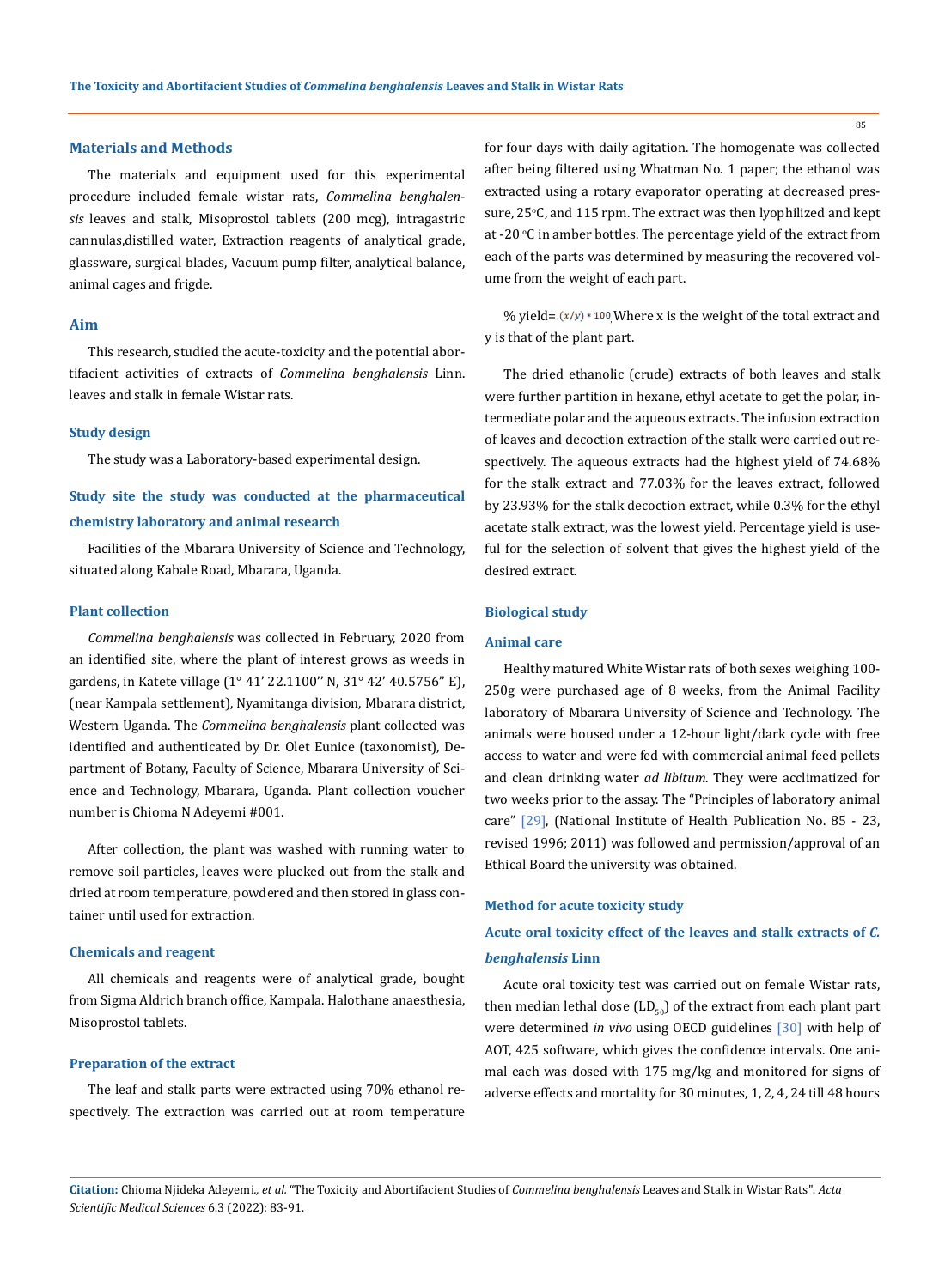## Materials and Methods

The materials and equipment used for this experimental procedure included female wistar rats, *Commelina benghalensis* leaves and stalk, Misoprostol tablets (200 mcg), intragastric cannulas,distilled water, Extraction reagents of analytical grade, glassware, surgical blades, Vacuum pump filter, analytical balance, animal cages and frigde.

## Aim

This research, studied the acute-toxicity and the potential abortifacient activities of extracts of *Commelina benghalensis* Linn. leaves and stalk in female Wistar rats.

### Study design

The study was a Laboratory-based experimental design.

### Study site the study was conducted at the pharmaceutical chemistry laboratory and animal research

Facilities of the Mbarara University of Science and Technology, situated along Kabale Road, Mbarara, Uganda.

### Plant collection

*Commelina benghalensis* was collected in February, 2020 from an identified site, where the plant of interest grows as weeds in gardens, in Katete village (1° 41' 22.1100'' N, 31° 42' 40.5756" E), (near Kampala settlement), Nyamitanga division, Mbarara district, Western Uganda. The *Commelina benghalensis* plant collected was identified and authenticated by Dr. Olet Eunice (taxonomist), Department of Botany, Faculty of Science, Mbarara University of Science and Technology, Mbarara, Uganda. Plant collection voucher number is Chioma N Adeyemi #001.

After collection, the plant was washed with running water to remove soil particles, leaves were plucked out from the stalk and dried at room temperature, powdered and then stored in glass container until used for extraction.

### Chemicals and reagent

All chemicals and reagents were of analytical grade, bought from Sigma Aldrich branch office, Kampala. Halothane anaesthesia, Misoprostol tablets.

### Preparation of the extract

The leaf and stalk parts were extracted using 70% ethanol respectively. The extraction was carried out at room temperature for four days with daily agitation. The homogenate was collected after being filtered using Whatman No. 1 paper; the ethanol was extracted using a rotary evaporator operating at decreased pressure, 25°C, and 115 rpm. The extract was then lyophilized and kept at -20 °C in amber bottles. The percentage yield of the extract from each of the parts was determined by measuring the recovered volume from the weight of each part.

% yield= $(x/y) * 100$ Where x is the weight of the total extract and y is that of the plant part.

The dried ethanolic (crude) extracts of both leaves and stalk were further partition in hexane, ethyl acetate to get the polar, intermediate polar and the aqueous extracts. The infusion extraction of leaves and decoction extraction of the stalk were carried out respectively. The aqueous extracts had the highest yield of 74.68% for the stalk extract and 77.03% for the leaves extract, followed by 23.93% for the stalk decoction extract, while 0.3% for the ethyl acetate stalk extract, was the lowest yield. Percentage yield is useful for the selection of solvent that gives the highest yield of the desired extract.

### Biological study

### Animal care

Healthy matured White Wistar rats of both sexes weighing 100-250g were purchased age of 8 weeks, from the Animal Facility laboratory of Mbarara University of Science and Technology. The animals were housed under a 12-hour light/dark cycle with free access to water and were fed with commercial animal feed pellets and clean drinking water *ad libitum*. They were acclimatized for two weeks prior to the assay. The "Principles of laboratory animal care" [29], (National Institute of Health Publication No. 85 - 23, revised 1996; 2011) was followed and permission/approval of an Ethical Board the university was obtained.

### Method for acute toxicity study

### Acute oral toxicity effect of the leaves and stalk extracts of *C. benghalensis* Linn

Acute oral toxicity test was carried out on female Wistar rats, then median lethal dose ($LD_{50}$) of the extract from each plant part were determined *in vivo* using OECD guidelines [30] with help of AOT, 425 software, which gives the confidence intervals. One animal each was dosed with 175 mg/kg and monitored for signs of adverse effects and mortality for 30 minutes, 1, 2, 4, 24 till 48 hours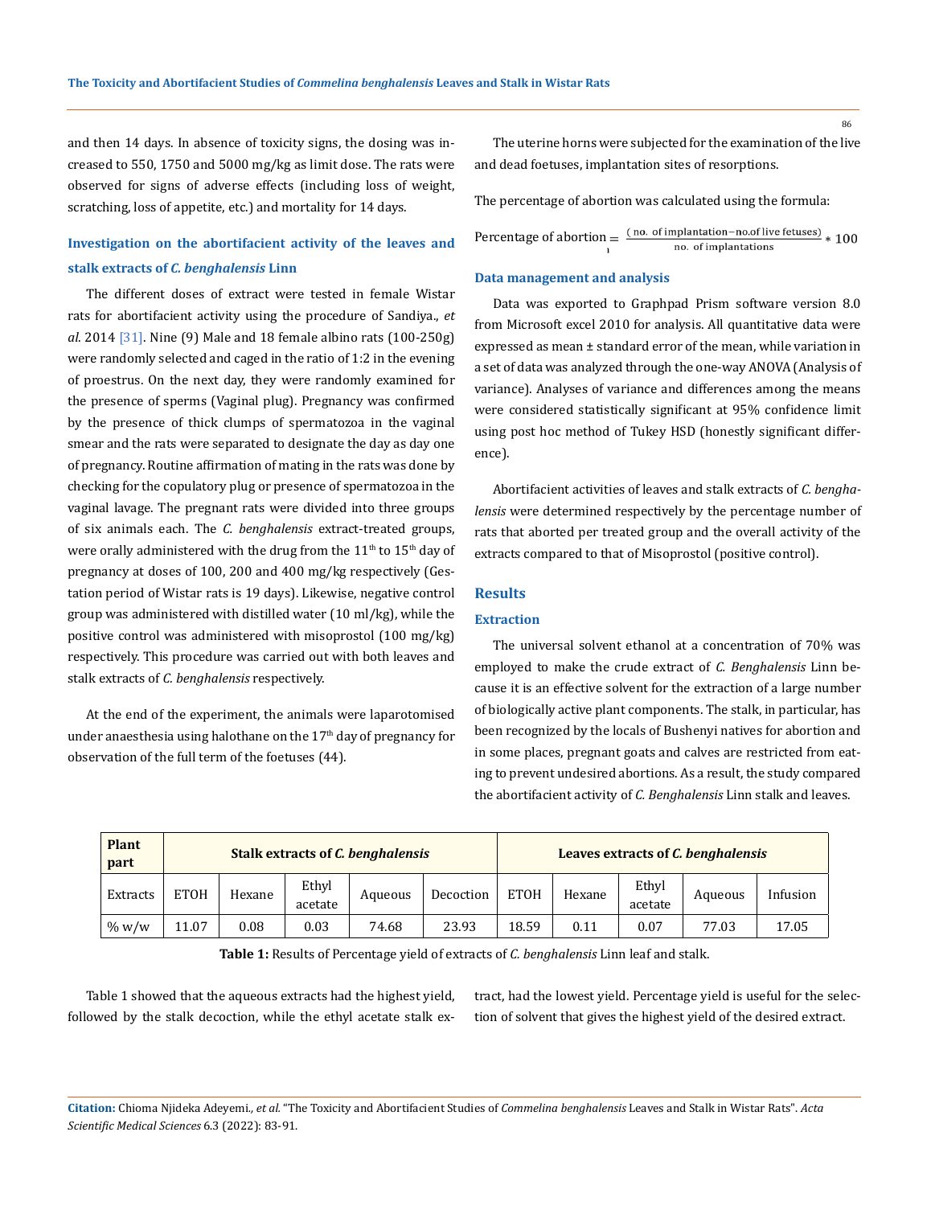and then 14 days. In absence of toxicity signs, the dosing was increased to 550, 1750 and 5000 mg/kg as limit dose. The rats were observed for signs of adverse effects (including loss of weight, scratching, loss of appetite, etc.) and mortality for 14 days.

### Investigation on the abortifacient activity of the leaves and stalk extracts of *C. benghalensis* Linn

The different doses of extract were tested in female Wistar rats for abortifacient activity using the procedure of Sandiya., *et al.* 2014 [31]. Nine (9) Male and 18 female albino rats (100-250g) were randomly selected and caged in the ratio of 1:2 in the evening of proestrus. On the next day, they were randomly examined for the presence of sperms (Vaginal plug). Pregnancy was confirmed by the presence of thick clumps of spermatozoa in the vaginal smear and the rats were separated to designate the day as day one of pregnancy. Routine affirmation of mating in the rats was done by checking for the copulatory plug or presence of spermatozoa in the vaginal lavage. The pregnant rats were divided into three groups of six animals each. The *C. benghalensis* extract-treated groups, were orally administered with the drug from the 11th to 15th day of pregnancy at doses of 100, 200 and 400 mg/kg respectively (Gestation period of Wistar rats is 19 days). Likewise, negative control group was administered with distilled water (10 ml/kg), while the positive control was administered with misoprostol (100 mg/kg) respectively. This procedure was carried out with both leaves and stalk extracts of *C. benghalensis* respectively.

At the end of the experiment, the animals were laparotomised under anaesthesia using halothane on the 17th day of pregnancy for observation of the full term of the foetuses (44).

The uterine horns were subjected for the examination of the live and dead foetuses, implantation sites of resorptions.

The percentage of abortion was calculated using the formula:

$$\text{Percentage of abortion} = \frac{(\text{no. of implantation} - \text{no.of live fetuses})}{\text{no. of implantations}} * 100$$

### Data management and analysis

Data was exported to Graphpad Prism software version 8.0 from Microsoft excel 2010 for analysis. All quantitative data were expressed as mean ± standard error of the mean, while variation in a set of data was analyzed through the one-way ANOVA (Analysis of variance). Analyses of variance and differences among the means were considered statistically significant at 95% confidence limit using post hoc method of Tukey HSD (honestly significant difference).

Abortifacient activities of leaves and stalk extracts of *C. benghalensis* were determined respectively by the percentage number of rats that aborted per treated group and the overall activity of the extracts compared to that of Misoprostol (positive control).

## Results

### Extraction

The universal solvent ethanol at a concentration of 70% was employed to make the crude extract of *C. Benghalensis* Linn because it is an effective solvent for the extraction of a large number of biologically active plant components. The stalk, in particular, has been recognized by the locals of Bushenyi natives for abortion and in some places, pregnant goats and calves are restricted from eating to prevent undesired abortions. As a result, the study compared the abortifacient activity of *C. Benghalensis* Linn stalk and leaves.

| **Plant part** | **Stalk extracts of *C. benghalensis*** | | | | | **Leaves extracts of *C. benghalensis*** | | | | |
|---|---|---|---|---|---|---|---|---|---|---|
| Extracts | ETOH | Hexane | Ethyl acetate | Aqueous | Decoction | ETOH | Hexane | Ethyl acetate | Aqueous | Infusion |
| % w/w | 11.07 | 0.08 | 0.03 | 74.68 | 23.93 | 18.59 | 0.11 | 0.07 | 77.03 | 17.05 |

**Table 1:** Results of Percentage yield of extracts of *C. benghalensis* Linn leaf and stalk.

Table 1 showed that the aqueous extracts had the highest yield, followed by the stalk decoction, while the ethyl acetate stalk extract, had the lowest yield. Percentage yield is useful for the selection of solvent that gives the highest yield of the desired extract.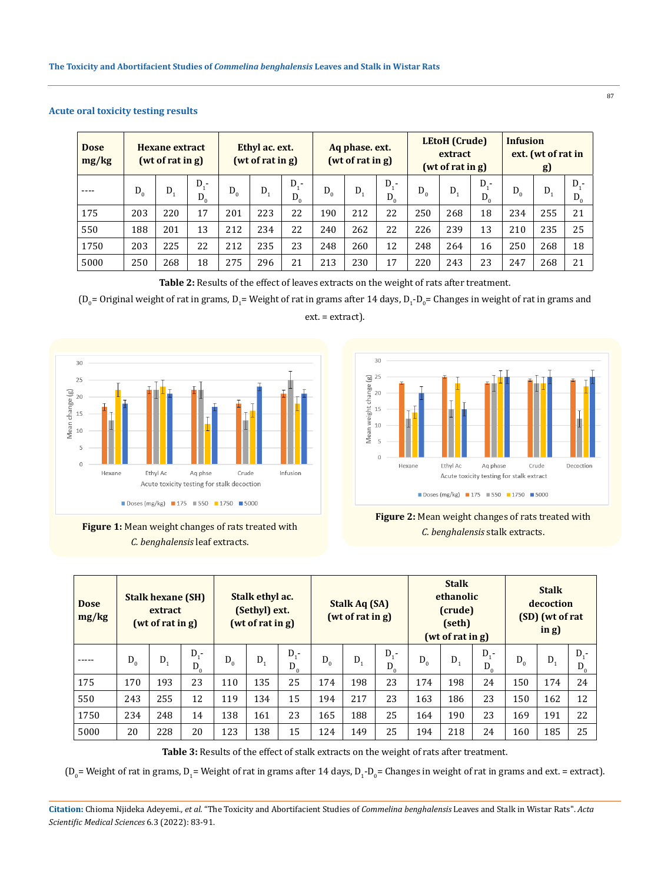### Acute oral toxicity testing results

| Dose mg/kg | Hexane extract (wt of rat in g) | | | Ethyl ac. ext. (wt of rat in g) | | | Aq phase. ext. (wt of rat in g) | | | LEtoH (Crude) extract (wt of rat in g) | | | Infusion ext. (wt of rat in g) | | |
|---|---|---|---|---|---|---|---|---|---|---|---|---|---|---|---|
| ---- | $D_0$ | $D_1$ | $D_1$-$D_0$ | $D_0$ | $D_1$ | $D_1$-$D_0$ | $D_0$ | $D_1$ | $D_1$-$D_0$ | $D_0$ | $D_1$ | $D_1$-$D_0$ | $D_0$ | $D_1$ | $D_1$-$D_0$ |
| 175 | 203 | 220 | 17 | 201 | 223 | 22 | 190 | 212 | 22 | 250 | 268 | 18 | 234 | 255 | 21 |
| 550 | 188 | 201 | 13 | 212 | 234 | 22 | 240 | 262 | 22 | 226 | 239 | 13 | 210 | 235 | 25 |
| 1750 | 203 | 225 | 22 | 212 | 235 | 23 | 248 | 260 | 12 | 248 | 264 | 16 | 250 | 268 | 18 |
| 5000 | 250 | 268 | 18 | 275 | 296 | 21 | 213 | 230 | 17 | 220 | 243 | 23 | 247 | 268 | 21 |

**Table 2:** Results of the effect of leaves extracts on the weight of rats after treatment.

($D_0$= Original weight of rat in grams, $D_1$= Weight of rat in grams after 14 days, $D_1$-$D_0$= Changes in weight of rat in grams and ext. = extract).

**Figure 1:** Mean weight changes of rats treated with *C. benghalensis* leaf extracts.

**Figure 2:** Mean weight changes of rats treated with *C. benghalensis* stalk extracts.

| Dose mg/kg | Stalk hexane (SH) extract (wt of rat in g) | | | Stalk ethyl ac. (Sethyl) ext. (wt of rat in g) | | | Stalk Aq (SA) (wt of rat in g) | | | Stalk ethanolic (crude) (seth) (wt of rat in g) | | | Stalk decoction (SD) (wt of rat in g) | | |
|---|---|---|---|---|---|---|---|---|---|---|---|---|---|---|---|
| ----- | $D_0$ | $D_1$ | $D_1$-$D_0$ | $D_0$ | $D_1$ | $D_1$-$D_0$ | $D_0$ | $D_1$ | $D_1$-$D_0$ | $D_0$ | $D_1$ | $D_1$-$D_0$ | $D_0$ | $D_1$ | $D_1$-$D_0$ |
| 175 | 170 | 193 | 23 | 110 | 135 | 25 | 174 | 198 | 23 | 174 | 198 | 24 | 150 | 174 | 24 |
| 550 | 243 | 255 | 12 | 119 | 134 | 15 | 194 | 217 | 23 | 163 | 186 | 23 | 150 | 162 | 12 |
| 1750 | 234 | 248 | 14 | 138 | 161 | 23 | 165 | 188 | 25 | 164 | 190 | 23 | 169 | 191 | 22 |
| 5000 | 20 | 228 | 20 | 123 | 138 | 15 | 124 | 149 | 25 | 194 | 218 | 24 | 160 | 185 | 25 |

**Table 3:** Results of the effect of stalk extracts on the weight of rats after treatment.

($D_0$= Weight of rat in grams, $D_1$= Weight of rat in grams after 14 days, $D_1$-$D_0$= Changes in weight of rat in grams and ext. = extract).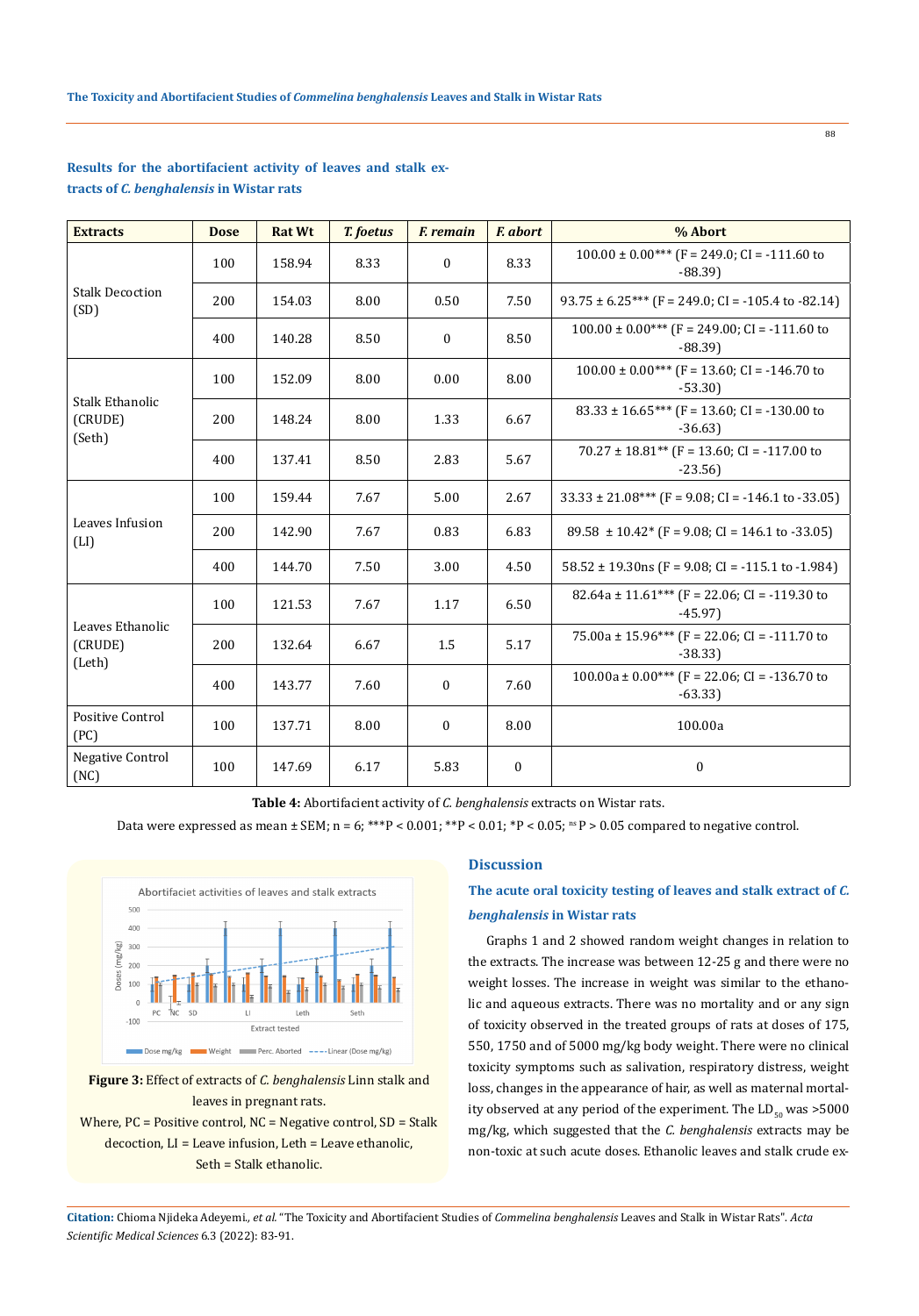## Results for the abortifacient activity of leaves and stalk extracts of *C. benghalensis* in Wistar rats

| Extracts | Dose | Rat Wt | *T. foetus* | *F. remain* | *F. abort* | % Abort |
|---|---|---|---|---|---|---|
| Stalk Decoction (SD) | 100 | 158.94 | 8.33 | 0 | 8.33 | 100.00 ± 0.00*** (F = 249.0; CI = -111.60 to -88.39) |
| | 200 | 154.03 | 8.00 | 0.50 | 7.50 | 93.75 ± 6.25*** (F = 249.0; CI = -105.4 to -82.14) |
| | 400 | 140.28 | 8.50 | 0 | 8.50 | 100.00 ± 0.00*** (F = 249.00; CI = -111.60 to -88.39) |
| Stalk Ethanolic (CRUDE) (Seth) | 100 | 152.09 | 8.00 | 0.00 | 8.00 | 100.00 ± 0.00*** (F = 13.60; CI = -146.70 to -53.30) |
| | 200 | 148.24 | 8.00 | 1.33 | 6.67 | 83.33 ± 16.65*** (F = 13.60; CI = -130.00 to -36.63) |
| | 400 | 137.41 | 8.50 | 2.83 | 5.67 | 70.27 ± 18.81** (F = 13.60; CI = -117.00 to -23.56) |
| Leaves Infusion (LI) | 100 | 159.44 | 7.67 | 5.00 | 2.67 | 33.33 ± 21.08*** (F = 9.08; CI = -146.1 to -33.05) |
| | 200 | 142.90 | 7.67 | 0.83 | 6.83 | 89.58 ± 10.42* (F = 9.08; CI = 146.1 to -33.05) |
| | 400 | 144.70 | 7.50 | 3.00 | 4.50 | 58.52 ± 19.30ns (F = 9.08; CI = -115.1 to -1.984) |
| Leaves Ethanolic (CRUDE) (Leth) | 100 | 121.53 | 7.67 | 1.17 | 6.50 | 82.64a ± 11.61*** (F = 22.06; CI = -119.30 to -45.97) |
| | 200 | 132.64 | 6.67 | 1.5 | 5.17 | 75.00a ± 15.96*** (F = 22.06; CI = -111.70 to -38.33) |
| | 400 | 143.77 | 7.60 | 0 | 7.60 | 100.00a ± 0.00*** (F = 22.06; CI = -136.70 to -63.33) |
| Positive Control (PC) | 100 | 137.71 | 8.00 | 0 | 8.00 | 100.00a |
| Negative Control (NC) | 100 | 147.69 | 6.17 | 5.83 | 0 | 0 |

**Table 4:** Abortifacient activity of *C. benghalensis* extracts on Wistar rats.

Data were expressed as mean ± SEM; n = 6; ***P < 0.001; **P < 0.01; *P < 0.05; ns P > 0.05 compared to negative control.

**Figure 3:** Effect of extracts of *C. benghalensis* Linn stalk and leaves in pregnant rats.

Where, PC = Positive control, NC = Negative control, SD = Stalk decoction, LI = Leave infusion, Leth = Leave ethanolic, Seth = Stalk ethanolic.

## Discussion

### The acute oral toxicity testing of leaves and stalk extract of *C. benghalensis* in Wistar rats

Graphs 1 and 2 showed random weight changes in relation to the extracts. The increase was between 12-25 g and there were no weight losses. The increase in weight was similar to the ethanolic and aqueous extracts. There was no mortality and or any sign of toxicity observed in the treated groups of rats at doses of 175, 550, 1750 and of 5000 mg/kg body weight. There were no clinical toxicity symptoms such as salivation, respiratory distress, weight loss, changes in the appearance of hair, as well as maternal mortality observed at any period of the experiment. The $LD_{50}$ was >5000 mg/kg, which suggested that the *C. benghalensis* extracts may be non-toxic at such acute doses. Ethanolic leaves and stalk crude ex-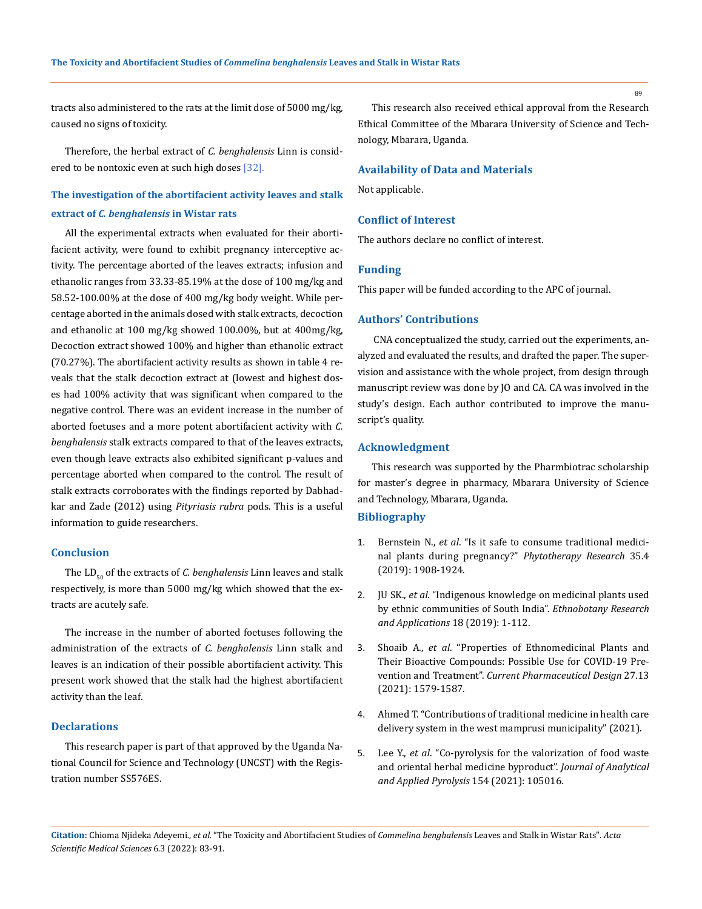tracts also administered to the rats at the limit dose of 5000 mg/kg, caused no signs of toxicity.

Therefore, the herbal extract of *C. benghalensis* Linn is considered to be nontoxic even at such high doses [32].

### The investigation of the abortifacient activity leaves and stalk extract of *C. benghalensis* in Wistar rats

All the experimental extracts when evaluated for their abortifacient activity, were found to exhibit pregnancy interceptive activity. The percentage aborted of the leaves extracts; infusion and ethanolic ranges from 33.33-85.19% at the dose of 100 mg/kg and 58.52-100.00% at the dose of 400 mg/kg body weight. While percentage aborted in the animals dosed with stalk extracts, decoction and ethanolic at 100 mg/kg showed 100.00%, but at 400mg/kg, Decoction extract showed 100% and higher than ethanolic extract (70.27%). The abortifacient activity results as shown in table 4 reveals that the stalk decoction extract at (lowest and highest doses had 100% activity that was significant when compared to the negative control. There was an evident increase in the number of aborted foetuses and a more potent abortifacient activity with *C. benghalensis* stalk extracts compared to that of the leaves extracts, even though leave extracts also exhibited significant p-values and percentage aborted when compared to the control. The result of stalk extracts corroborates with the findings reported by Dabhadkar and Zade (2012) using *Pityriasis rubra* pods. This is a useful information to guide researchers.

## Conclusion

The $LD_{50}$ of the extracts of *C. benghalensis* Linn leaves and stalk respectively, is more than 5000 mg/kg which showed that the extracts are acutely safe.

The increase in the number of aborted foetuses following the administration of the extracts of *C. benghalensis* Linn stalk and leaves is an indication of their possible abortifacient activity. This present work showed that the stalk had the highest abortifacient activity than the leaf.

## Declarations

This research paper is part of that approved by the Uganda National Council for Science and Technology (UNCST) with the Registration number SS576ES.

This research also received ethical approval from the Research Ethical Committee of the Mbarara University of Science and Technology, Mbarara, Uganda.

## Availability of Data and Materials

Not applicable.

## Conflict of Interest

The authors declare no conflict of interest.

## Funding

This paper will be funded according to the APC of journal.

## Authors' Contributions

CNA conceptualized the study, carried out the experiments, analyzed and evaluated the results, and drafted the paper. The supervision and assistance with the whole project, from design through manuscript review was done by JO and CA. CA was involved in the study's design. Each author contributed to improve the manuscript's quality.

## Acknowledgment

This research was supported by the Pharmbiotrac scholarship for master's degree in pharmacy, Mbarara University of Science and Technology, Mbarara, Uganda.

## Bibliography

1. Bernstein N., *et al*. "Is it safe to consume traditional medicinal plants during pregnancy?" *Phytotherapy Research* 35.4 (2019): 1908-1924.
2. JU SK., *et al*. "Indigenous knowledge on medicinal plants used by ethnic communities of South India". *Ethnobotany Research and Applications* 18 (2019): 1-112.
3. Shoaib A., *et al*. "Properties of Ethnomedicinal Plants and Their Bioactive Compounds: Possible Use for COVID-19 Prevention and Treatment". *Current Pharmaceutical Design* 27.13 (2021): 1579-1587.
4. Ahmed T. "Contributions of traditional medicine in health care delivery system in the west mamprusi municipality" (2021).
5. Lee Y., *et al*. "Co-pyrolysis for the valorization of food waste and oriental herbal medicine byproduct". *Journal of Analytical and Applied Pyrolysis* 154 (2021): 105016.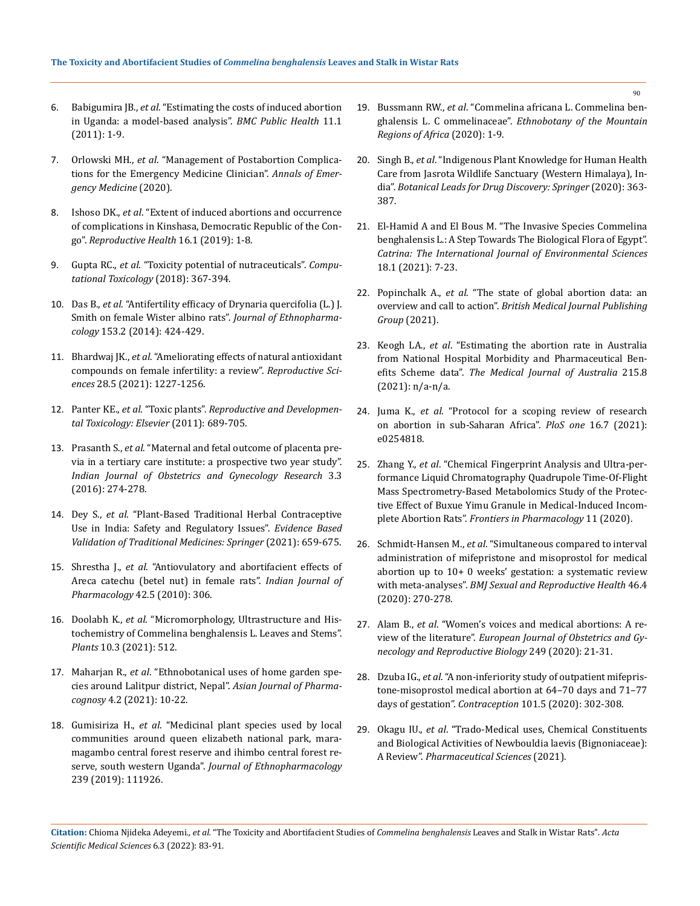6. Babigumira JB., *et al*. "Estimating the costs of induced abortion in Uganda: a model-based analysis". *BMC Public Health* 11.1 (2011): 1-9.

7. Orlowski MH., *et al*. "Management of Postabortion Complications for the Emergency Medicine Clinician". *Annals of Emergency Medicine* (2020).

8. Ishoso DK., *et al*. "Extent of induced abortions and occurrence of complications in Kinshasa, Democratic Republic of the Congo". *Reproductive Health* 16.1 (2019): 1-8.

9. Gupta RC., *et al*. "Toxicity potential of nutraceuticals". *Computational Toxicology* (2018): 367-394.

10. Das B., *et al*. "Antifertility efficacy of Drynaria quercifolia (L.) J. Smith on female Wister albino rats". *Journal of Ethnopharmacology* 153.2 (2014): 424-429.

11. Bhardwaj JK., *et al*. "Ameliorating effects of natural antioxidant compounds on female infertility: a review". *Reproductive Sciences* 28.5 (2021): 1227-1256.

12. Panter KE., *et al*. "Toxic plants". *Reproductive and Developmental Toxicology: Elsevier* (2011): 689-705.

13. Prasanth S., *et al*. "Maternal and fetal outcome of placenta previa in a tertiary care institute: a prospective two year study". *Indian Journal of Obstetrics and Gynecology Research* 3.3 (2016): 274-278.

14. Dey S., *et al*. "Plant-Based Traditional Herbal Contraceptive Use in India: Safety and Regulatory Issues". *Evidence Based Validation of Traditional Medicines: Springer* (2021): 659-675.

15. Shrestha J., *et al*. "Antiovulatory and abortifacient effects of Areca catechu (betel nut) in female rats". *Indian Journal of Pharmacology* 42.5 (2010): 306.

16. Doolabh K., *et al*. "Micromorphology, Ultrastructure and Histochemistry of Commelina benghalensis L. Leaves and Stems". *Plants* 10.3 (2021): 512.

17. Maharjan R., *et al*. "Ethnobotanical uses of home garden species around Lalitpur district, Nepal". *Asian Journal of Pharmacognosy* 4.2 (2021): 10-22.

18. Gumisiriza H., *et al*. "Medicinal plant species used by local communities around queen elizabeth national park, maramagambo central forest reserve and ihimbo central forest reserve, south western Uganda". *Journal of Ethnopharmacology* 239 (2019): 111926.

19. Bussmann RW., *et al*. "Commelina africana L. Commelina benghalensis L. C ommelinaceae". *Ethnobotany of the Mountain Regions of Africa* (2020): 1-9.

20. Singh B., *et al*. "Indigenous Plant Knowledge for Human Health Care from Jasrota Wildlife Sanctuary (Western Himalaya), India". *Botanical Leads for Drug Discovery: Springer* (2020): 363-387.

21. El-Hamid A and El Bous M. "The Invasive Species Commelina benghalensis L.: A Step Towards The Biological Flora of Egypt". *Catrina: The International Journal of Environmental Sciences* 18.1 (2021): 7-23.

22. Popinchalk A., *et al*. "The state of global abortion data: an overview and call to action". *British Medical Journal Publishing Group* (2021).

23. Keogh LA., *et al*. "Estimating the abortion rate in Australia from National Hospital Morbidity and Pharmaceutical Benefits Scheme data". *The Medical Journal of Australia* 215.8 (2021): n/a-n/a.

24. Juma K., *et al*. "Protocol for a scoping review of research on abortion in sub-Saharan Africa". *PloS one* 16.7 (2021): e0254818.

25. Zhang Y., *et al*. "Chemical Fingerprint Analysis and Ultra-performance Liquid Chromatography Quadrupole Time-Of-Flight Mass Spectrometry-Based Metabolomics Study of the Protective Effect of Buxue Yimu Granule in Medical-Induced Incomplete Abortion Rats". *Frontiers in Pharmacology* 11 (2020).

26. Schmidt-Hansen M., *et al*. "Simultaneous compared to interval administration of mifepristone and misoprostol for medical abortion up to 10+ 0 weeks' gestation: a systematic review with meta-analyses". *BMJ Sexual and Reproductive Health* 46.4 (2020): 270-278.

27. Alam B., *et al*. "Women's voices and medical abortions: A review of the literature". *European Journal of Obstetrics and Gynecology and Reproductive Biology* 249 (2020): 21-31.

28. Dzuba IG., *et al*. "A non-inferiority study of outpatient mifepristone-misoprostol medical abortion at 64–70 days and 71–77 days of gestation". *Contraception* 101.5 (2020): 302-308.

29. Okagu IU., *et al*. "Trado-Medical uses, Chemical Constituents and Biological Activities of Newbouldia laevis (Bignoniaceae): A Review". *Pharmaceutical Sciences* (2021).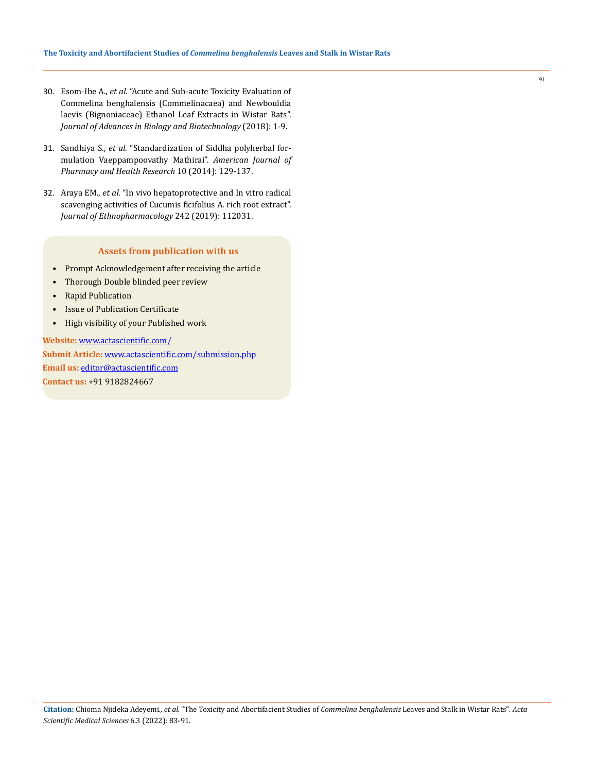30. Esom-Ibe A., *et al*. "Acute and Sub-acute Toxicity Evaluation of Commelina benghalensis (Commelinacaea) and Newbouldia laevis (Bignoniaceae) Ethanol Leaf Extracts in Wistar Rats". *Journal of Advances in Biology and Biotechnology* (2018): 1-9.

31. Sandhiya S., *et al*. "Standardization of Siddha polyherbal formulation Vaeppampoovathy Mathirai". *American Journal of Pharmacy and Health Research* 10 (2014): 129-137.

32. Araya EM., *et al*. "In vivo hepatoprotective and In vitro radical scavenging activities of Cucumis ficifolius A. rich root extract". *Journal of Ethnopharmacology* 242 (2019): 112031.

**Assets from publication with us**

- Prompt Acknowledgement after receiving the article
- Thorough Double blinded peer review
- Rapid Publication
- Issue of Publication Certificate
- High visibility of your Published work

**Website:** www.actascientific.com/
**Submit Article:** www.actascientific.com/submission.php
**Email us:** editor@actascientific.com
**Contact us:** +91 9182824667